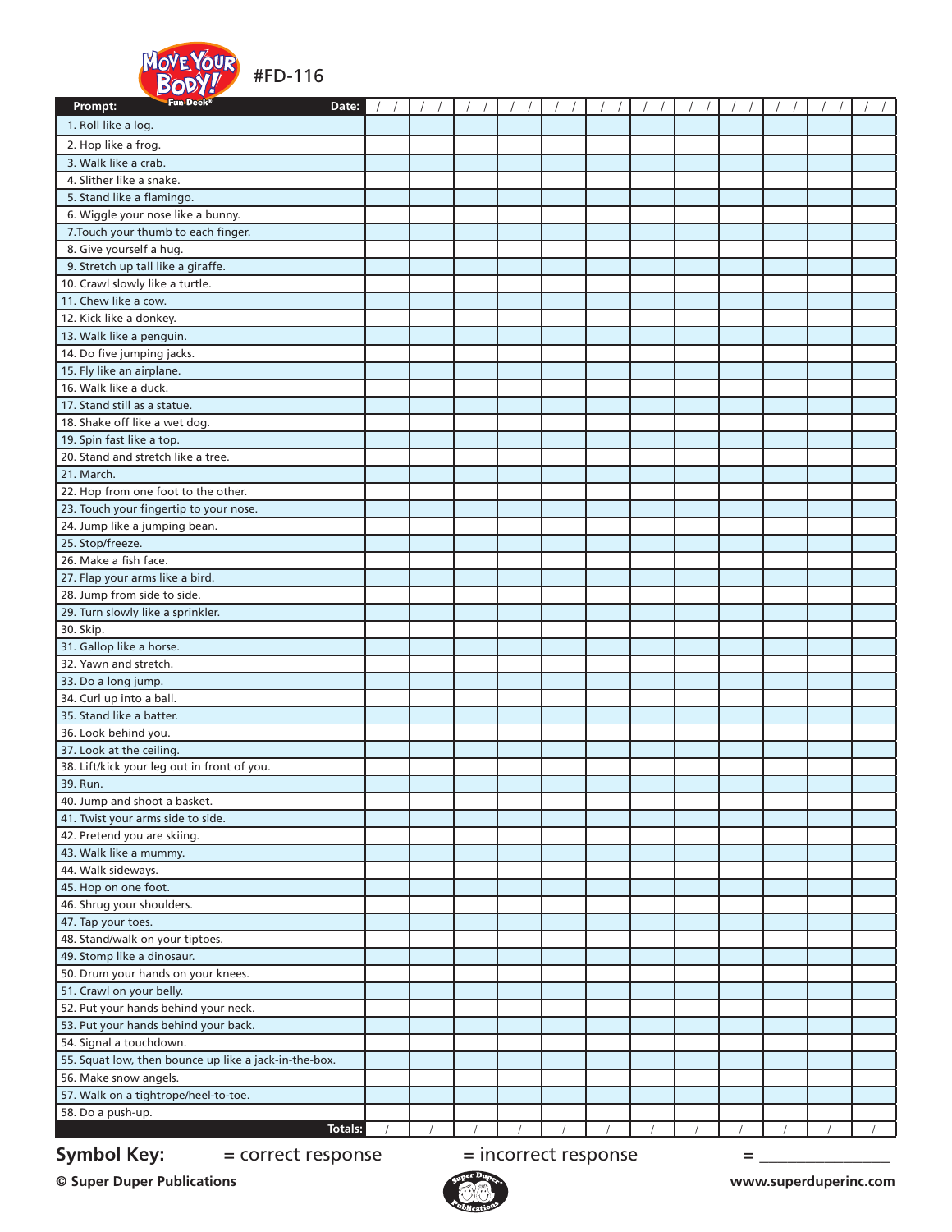Move Your Body! Fun Deck® #FD-116

| Prompt: | Date: / / | / / | / / | / / | / / | / / | / / | / / | / / | / / | / / | / / |
|---|---|---|---|---|---|---|---|---|---|---|---|---|
| 1. Roll like a log. | | | | | | | | | | | | |
| 2. Hop like a frog. | | | | | | | | | | | | |
| 3. Walk like a crab. | | | | | | | | | | | | |
| 4. Slither like a snake. | | | | | | | | | | | | |
| 5. Stand like a flamingo. | | | | | | | | | | | | |
| 6. Wiggle your nose like a bunny. | | | | | | | | | | | | |
| 7.Touch your thumb to each finger. | | | | | | | | | | | | |
| 8. Give yourself a hug. | | | | | | | | | | | | |
| 9. Stretch up tall like a giraffe. | | | | | | | | | | | | |
| 10. Crawl slowly like a turtle. | | | | | | | | | | | | |
| 11. Chew like a cow. | | | | | | | | | | | | |
| 12. Kick like a donkey. | | | | | | | | | | | | |
| 13. Walk like a penguin. | | | | | | | | | | | | |
| 14. Do five jumping jacks. | | | | | | | | | | | | |
| 15. Fly like an airplane. | | | | | | | | | | | | |
| 16. Walk like a duck. | | | | | | | | | | | | |
| 17. Stand still as a statue. | | | | | | | | | | | | |
| 18. Shake off like a wet dog. | | | | | | | | | | | | |
| 19. Spin fast like a top. | | | | | | | | | | | | |
| 20. Stand and stretch like a tree. | | | | | | | | | | | | |
| 21. March. | | | | | | | | | | | | |
| 22. Hop from one foot to the other. | | | | | | | | | | | | |
| 23. Touch your fingertip to your nose. | | | | | | | | | | | | |
| 24. Jump like a jumping bean. | | | | | | | | | | | | |
| 25. Stop/freeze. | | | | | | | | | | | | |
| 26. Make a fish face. | | | | | | | | | | | | |
| 27. Flap your arms like a bird. | | | | | | | | | | | | |
| 28. Jump from side to side. | | | | | | | | | | | | |
| 29. Turn slowly like a sprinkler. | | | | | | | | | | | | |
| 30. Skip. | | | | | | | | | | | | |
| 31. Gallop like a horse. | | | | | | | | | | | | |
| 32. Yawn and stretch. | | | | | | | | | | | | |
| 33. Do a long jump. | | | | | | | | | | | | |
| 34. Curl up into a ball. | | | | | | | | | | | | |
| 35. Stand like a batter. | | | | | | | | | | | | |
| 36. Look behind you. | | | | | | | | | | | | |
| 37. Look at the ceiling. | | | | | | | | | | | | |
| 38. Lift/kick your leg out in front of you. | | | | | | | | | | | | |
| 39. Run. | | | | | | | | | | | | |
| 40. Jump and shoot a basket. | | | | | | | | | | | | |
| 41. Twist your arms side to side. | | | | | | | | | | | | |
| 42. Pretend you are skiing. | | | | | | | | | | | | |
| 43. Walk like a mummy. | | | | | | | | | | | | |
| 44. Walk sideways. | | | | | | | | | | | | |
| 45. Hop on one foot. | | | | | | | | | | | | |
| 46. Shrug your shoulders. | | | | | | | | | | | | |
| 47. Tap your toes. | | | | | | | | | | | | |
| 48. Stand/walk on your tiptoes. | | | | | | | | | | | | |
| 49. Stomp like a dinosaur. | | | | | | | | | | | | |
| 50. Drum your hands on your knees. | | | | | | | | | | | | |
| 51. Crawl on your belly. | | | | | | | | | | | | |
| 52. Put your hands behind your neck. | | | | | | | | | | | | |
| 53. Put your hands behind your back. | | | | | | | | | | | | |
| 54. Signal a touchdown. | | | | | | | | | | | | |
| 55. Squat low, then bounce up like a jack-in-the-box. | | | | | | | | | | | | |
| 56. Make snow angels. | | | | | | | | | | | | |
| 57. Walk on a tightrope/heel-to-toe. | | | | | | | | | | | | |
| 58. Do a push-up. | | | | | | | | | | | | |
| Totals: | / | / | / | / | / | / | / | / | / | / | / | / |

**Symbol Key:** = correct response = incorrect response = ________________

**© Super Duper Publications** **www.superduperinc.com**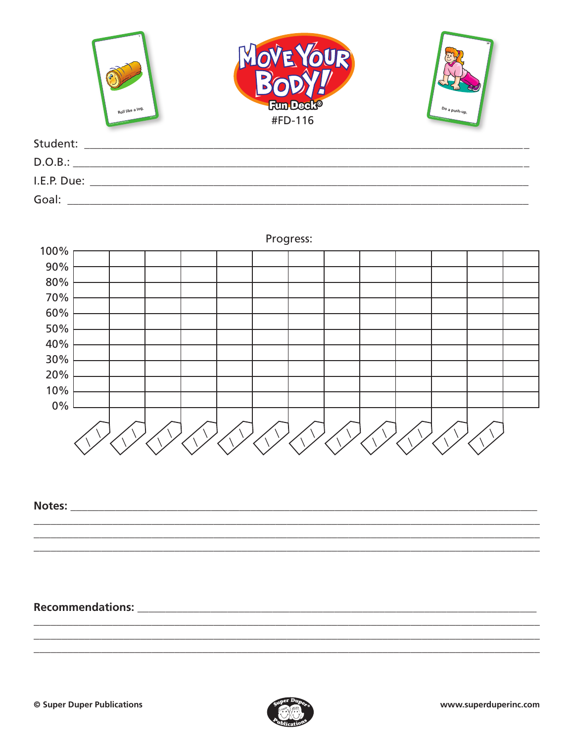Move Your Body! Fun Deck®

#FD-116

Student: \_\_\_\_\_\_\_\_\_\_\_\_\_\_\_\_\_\_\_\_\_\_\_\_\_\_\_\_\_\_\_\_\_\_\_\_\_\_\_\_

D.O.B.: \_\_\_\_\_\_\_\_\_\_\_\_\_\_\_\_\_\_\_\_\_\_\_\_\_\_\_\_\_\_\_\_\_\_\_\_\_\_\_\_

I.E.P. Due: \_\_\_\_\_\_\_\_\_\_\_\_\_\_\_\_\_\_\_\_\_\_\_\_\_\_\_\_\_\_\_\_\_\_\_\_\_\_\_\_

Goal: \_\_\_\_\_\_\_\_\_\_\_\_\_\_\_\_\_\_\_\_\_\_\_\_\_\_\_\_\_\_\_\_\_\_\_\_\_\_\_\_

Progress:

100%
90%
80%
70%
60%
50%
40%
30%
20%
10%
0%

/ /

/ /

/ /

/ /

/ /

/ /

/ /

/ /

/ /

/ /

/ /

/ /

**Notes:** \_\_\_\_\_\_\_\_\_\_\_\_\_\_\_\_\_\_\_\_\_\_\_\_\_\_\_\_\_\_\_\_\_\_\_\_\_\_\_\_

\_\_\_\_\_\_\_\_\_\_\_\_\_\_\_\_\_\_\_\_\_\_\_\_\_\_\_\_\_\_\_\_\_\_\_\_\_\_\_\_\_\_\_\_\_\_

\_\_\_\_\_\_\_\_\_\_\_\_\_\_\_\_\_\_\_\_\_\_\_\_\_\_\_\_\_\_\_\_\_\_\_\_\_\_\_\_\_\_\_\_\_\_

\_\_\_\_\_\_\_\_\_\_\_\_\_\_\_\_\_\_\_\_\_\_\_\_\_\_\_\_\_\_\_\_\_\_\_\_\_\_\_\_\_\_\_\_\_\_

**Recommendations:** \_\_\_\_\_\_\_\_\_\_\_\_\_\_\_\_\_\_\_\_\_\_\_\_\_\_\_\_\_\_\_\_\_\_\_\_

\_\_\_\_\_\_\_\_\_\_\_\_\_\_\_\_\_\_\_\_\_\_\_\_\_\_\_\_\_\_\_\_\_\_\_\_\_\_\_\_\_\_\_\_\_\_

\_\_\_\_\_\_\_\_\_\_\_\_\_\_\_\_\_\_\_\_\_\_\_\_\_\_\_\_\_\_\_\_\_\_\_\_\_\_\_\_\_\_\_\_\_\_

\_\_\_\_\_\_\_\_\_\_\_\_\_\_\_\_\_\_\_\_\_\_\_\_\_\_\_\_\_\_\_\_\_\_\_\_\_\_\_\_\_\_\_\_\_\_

**© Super Duper Publications**

**www.superduperinc.com**